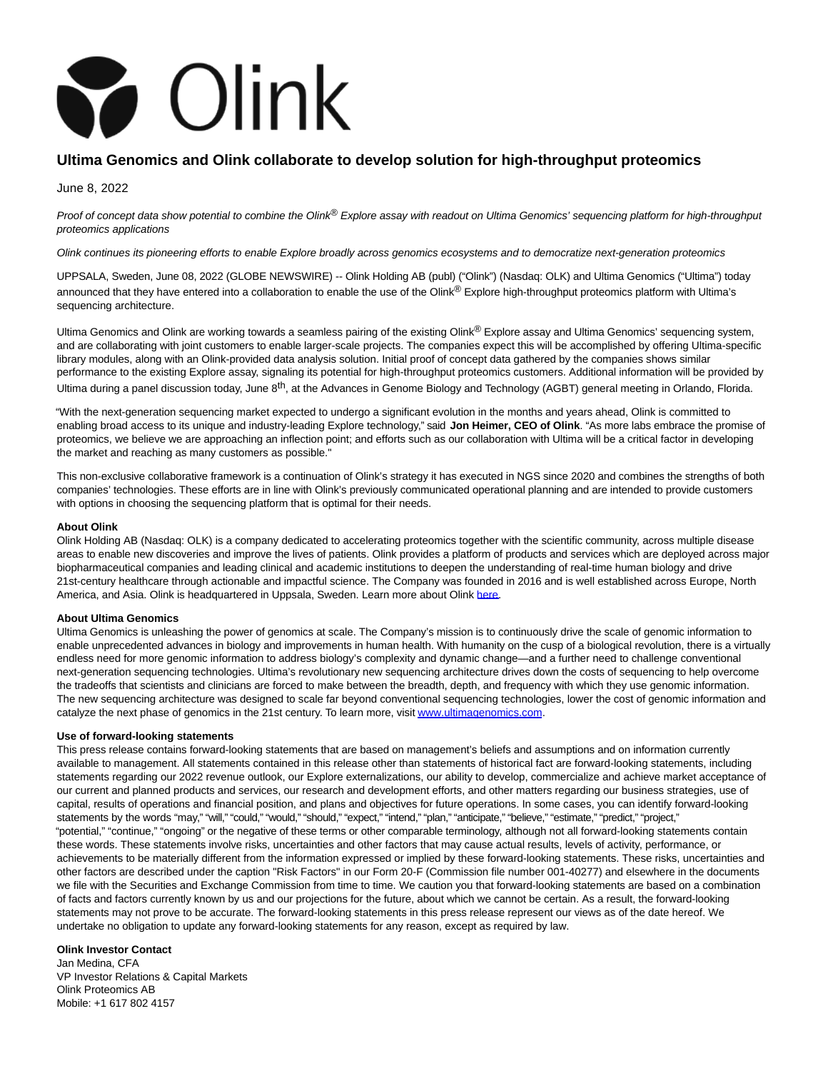# Ultima Genomics and Olink collaborate to develop solution for high-throughput proteomics

June 8, 2022

*Proof of concept data show potential to combine the Olink® Explore assay with readout on Ultima Genomics' sequencing platform for high-throughput proteomics applications*

*Olink continues its pioneering efforts to enable Explore broadly across genomics ecosystems and to democratize next-generation proteomics*

UPPSALA, Sweden, June 08, 2022 (GLOBE NEWSWIRE) -- Olink Holding AB (publ) ("Olink") (Nasdaq: OLK) and Ultima Genomics ("Ultima") today announced that they have entered into a collaboration to enable the use of the Olink® Explore high-throughput proteomics platform with Ultima's sequencing architecture.

Ultima Genomics and Olink are working towards a seamless pairing of the existing Olink® Explore assay and Ultima Genomics' sequencing system, and are collaborating with joint customers to enable larger-scale projects. The companies expect this will be accomplished by offering Ultima-specific library modules, along with an Olink-provided data analysis solution. Initial proof of concept data gathered by the companies shows similar performance to the existing Explore assay, signaling its potential for high-throughput proteomics customers. Additional information will be provided by Ultima during a panel discussion today, June 8th, at the Advances in Genome Biology and Technology (AGBT) general meeting in Orlando, Florida.

"With the next-generation sequencing market expected to undergo a significant evolution in the months and years ahead, Olink is committed to enabling broad access to its unique and industry-leading Explore technology," said **Jon Heimer, CEO of Olink**. "As more labs embrace the promise of proteomics, we believe we are approaching an inflection point; and efforts such as our collaboration with Ultima will be a critical factor in developing the market and reaching as many customers as possible."

This non-exclusive collaborative framework is a continuation of Olink's strategy it has executed in NGS since 2020 and combines the strengths of both companies' technologies. These efforts are in line with Olink's previously communicated operational planning and are intended to provide customers with options in choosing the sequencing platform that is optimal for their needs.

**About Olink**
Olink Holding AB (Nasdaq: OLK) is a company dedicated to accelerating proteomics together with the scientific community, across multiple disease areas to enable new discoveries and improve the lives of patients. Olink provides a platform of products and services which are deployed across major biopharmaceutical companies and leading clinical and academic institutions to deepen the understanding of real-time human biology and drive 21st-century healthcare through actionable and impactful science. The Company was founded in 2016 and is well established across Europe, North America, and Asia. Olink is headquartered in Uppsala, Sweden. Learn more about Olink here.

**About Ultima Genomics**
Ultima Genomics is unleashing the power of genomics at scale. The Company's mission is to continuously drive the scale of genomic information to enable unprecedented advances in biology and improvements in human health. With humanity on the cusp of a biological revolution, there is a virtually endless need for more genomic information to address biology's complexity and dynamic change—and a further need to challenge conventional next-generation sequencing technologies. Ultima's revolutionary new sequencing architecture drives down the costs of sequencing to help overcome the tradeoffs that scientists and clinicians are forced to make between the breadth, depth, and frequency with which they use genomic information. The new sequencing architecture was designed to scale far beyond conventional sequencing technologies, lower the cost of genomic information and catalyze the next phase of genomics in the 21st century. To learn more, visit www.ultimagenomics.com.

**Use of forward-looking statements**
This press release contains forward-looking statements that are based on management's beliefs and assumptions and on information currently available to management. All statements contained in this release other than statements of historical fact are forward-looking statements, including statements regarding our 2022 revenue outlook, our Explore externalizations, our ability to develop, commercialize and achieve market acceptance of our current and planned products and services, our research and development efforts, and other matters regarding our business strategies, use of capital, results of operations and financial position, and plans and objectives for future operations. In some cases, you can identify forward-looking statements by the words "may," "will," "could," "would," "should," "expect," "intend," "plan," "anticipate," "believe," "estimate," "predict," "project," "potential," "continue," "ongoing" or the negative of these terms or other comparable terminology, although not all forward-looking statements contain these words. These statements involve risks, uncertainties and other factors that may cause actual results, levels of activity, performance, or achievements to be materially different from the information expressed or implied by these forward-looking statements. These risks, uncertainties and other factors are described under the caption "Risk Factors" in our Form 20-F (Commission file number 001-40277) and elsewhere in the documents we file with the Securities and Exchange Commission from time to time. We caution you that forward-looking statements are based on a combination of facts and factors currently known by us and our projections for the future, about which we cannot be certain. As a result, the forward-looking statements may not prove to be accurate. The forward-looking statements in this press release represent our views as of the date hereof. We undertake no obligation to update any forward-looking statements for any reason, except as required by law.

**Olink Investor Contact**
Jan Medina, CFA
VP Investor Relations & Capital Markets
Olink Proteomics AB
Mobile: +1 617 802 4157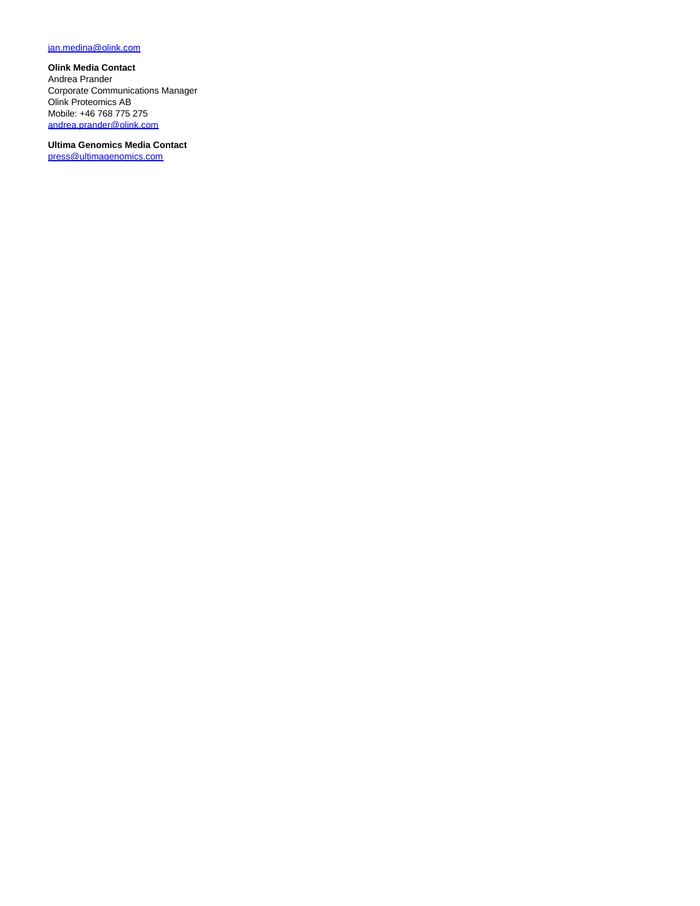jan.medina@olink.com

**Olink Media Contact**
Andrea Prander
Corporate Communications Manager
Olink Proteomics AB
Mobile: +46 768 775 275
andrea.prander@olink.com

**Ultima Genomics Media Contact**
press@ultimagenomics.com